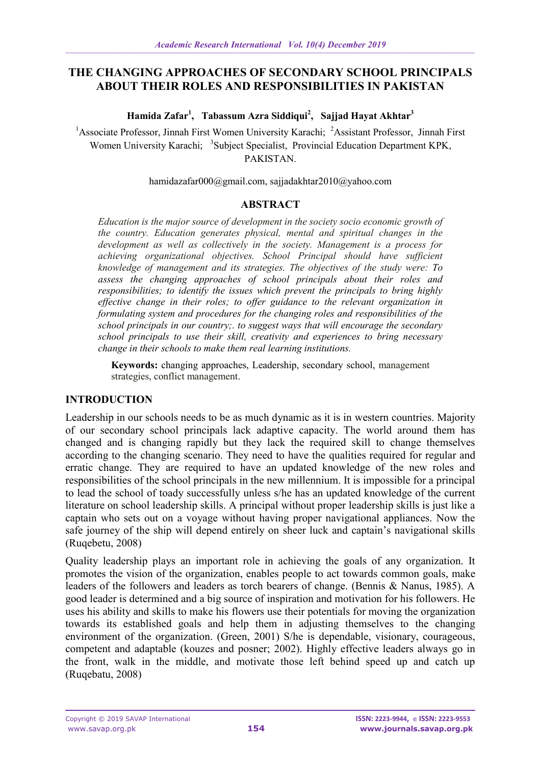# THE CHANGING APPROACHES OF SECONDARY SCHOOL PRINCIPALS ABOUT THEIR ROLES AND RESPONSIBILITIES IN PAKISTAN

**Hamida Zafar[1], Tabassum Azra Siddiqui[2], Sajjad Hayat Akhtar[3]**

[1]Associate Professor, Jinnah First Women University Karachi; [2]Assistant Professor, Jinnah First Women University Karachi; [3]Subject Specialist, Provincial Education Department KPK, PAKISTAN.

hamidazafar000@gmail.com, sajjadakhtar2010@yahoo.com

## ABSTRACT

*Education is the major source of development in the society socio economic growth of the country. Education generates physical, mental and spiritual changes in the development as well as collectively in the society. Management is a process for achieving organizational objectives. School Principal should have sufficient knowledge of management and its strategies. The objectives of the study were: To assess the changing approaches of school principals about their roles and responsibilities; to identify the issues which prevent the principals to bring highly effective change in their roles; to offer guidance to the relevant organization in formulating system and procedures for the changing roles and responsibilities of the school principals in our country;. to suggest ways that will encourage the secondary school principals to use their skill, creativity and experiences to bring necessary change in their schools to make them real learning institutions.*

**Keywords:** changing approaches, Leadership, secondary school, management strategies, conflict management.

## INTRODUCTION

Leadership in our schools needs to be as much dynamic as it is in western countries. Majority of our secondary school principals lack adaptive capacity. The world around them has changed and is changing rapidly but they lack the required skill to change themselves according to the changing scenario. They need to have the qualities required for regular and erratic change. They are required to have an updated knowledge of the new roles and responsibilities of the school principals in the new millennium. It is impossible for a principal to lead the school of toady successfully unless s/he has an updated knowledge of the current literature on school leadership skills. A principal without proper leadership skills is just like a captain who sets out on a voyage without having proper navigational appliances. Now the safe journey of the ship will depend entirely on sheer luck and captain's navigational skills (Ruqebetu, 2008)

Quality leadership plays an important role in achieving the goals of any organization. It promotes the vision of the organization, enables people to act towards common goals, make leaders of the followers and leaders as torch bearers of change. (Bennis & Nanus, 1985). A good leader is determined and a big source of inspiration and motivation for his followers. He uses his ability and skills to make his flowers use their potentials for moving the organization towards its established goals and help them in adjusting themselves to the changing environment of the organization. (Green, 2001) S/he is dependable, visionary, courageous, competent and adaptable (kouzes and posner; 2002). Highly effective leaders always go in the front, walk in the middle, and motivate those left behind speed up and catch up (Ruqebatu, 2008)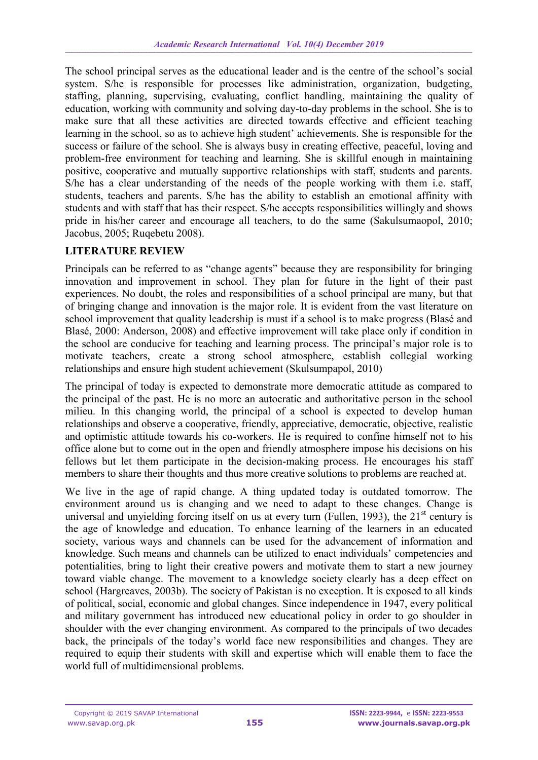The school principal serves as the educational leader and is the centre of the school's social system. S/he is responsible for processes like administration, organization, budgeting, staffing, planning, supervising, evaluating, conflict handling, maintaining the quality of education, working with community and solving day-to-day problems in the school. She is to make sure that all these activities are directed towards effective and efficient teaching learning in the school, so as to achieve high student' achievements. She is responsible for the success or failure of the school. She is always busy in creating effective, peaceful, loving and problem-free environment for teaching and learning. She is skillful enough in maintaining positive, cooperative and mutually supportive relationships with staff, students and parents. S/he has a clear understanding of the needs of the people working with them i.e. staff, students, teachers and parents. S/he has the ability to establish an emotional affinity with students and with staff that has their respect. S/he accepts responsibilities willingly and shows pride in his/her career and encourage all teachers, to do the same (Sakulsumaopol, 2010; Jacobus, 2005; Ruqebetu 2008).

**LITERATURE REVIEW**

Principals can be referred to as "change agents" because they are responsibility for bringing innovation and improvement in school. They plan for future in the light of their past experiences. No doubt, the roles and responsibilities of a school principal are many, but that of bringing change and innovation is the major role. It is evident from the vast literature on school improvement that quality leadership is must if a school is to make progress (Blasé and Blasé, 2000: Anderson, 2008) and effective improvement will take place only if condition in the school are conducive for teaching and learning process. The principal's major role is to motivate teachers, create a strong school atmosphere, establish collegial working relationships and ensure high student achievement (Skulsumpapol, 2010)

The principal of today is expected to demonstrate more democratic attitude as compared to the principal of the past. He is no more an autocratic and authoritative person in the school milieu. In this changing world, the principal of a school is expected to develop human relationships and observe a cooperative, friendly, appreciative, democratic, objective, realistic and optimistic attitude towards his co-workers. He is required to confine himself not to his office alone but to come out in the open and friendly atmosphere impose his decisions on his fellows but let them participate in the decision-making process. He encourages his staff members to share their thoughts and thus more creative solutions to problems are reached at.

We live in the age of rapid change. A thing updated today is outdated tomorrow. The environment around us is changing and we need to adapt to these changes. Change is universal and unyielding forcing itself on us at every turn (Fullen, 1993), the 21st century is the age of knowledge and education. To enhance learning of the learners in an educated society, various ways and channels can be used for the advancement of information and knowledge. Such means and channels can be utilized to enact individuals' competencies and potentialities, bring to light their creative powers and motivate them to start a new journey toward viable change. The movement to a knowledge society clearly has a deep effect on school (Hargreaves, 2003b). The society of Pakistan is no exception. It is exposed to all kinds of political, social, economic and global changes. Since independence in 1947, every political and military government has introduced new educational policy in order to go shoulder in shoulder with the ever changing environment. As compared to the principals of two decades back, the principals of the today's world face new responsibilities and changes. They are required to equip their students with skill and expertise which will enable them to face the world full of multidimensional problems.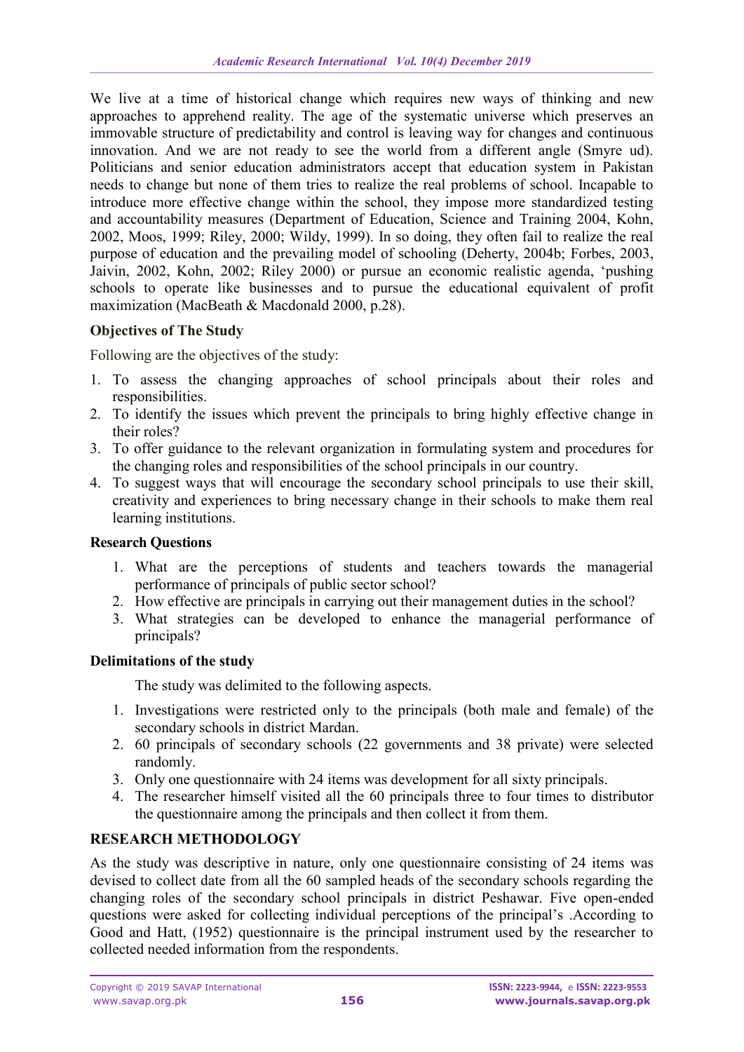We live at a time of historical change which requires new ways of thinking and new approaches to apprehend reality. The age of the systematic universe which preserves an immovable structure of predictability and control is leaving way for changes and continuous innovation. And we are not ready to see the world from a different angle (Smyre ud). Politicians and senior education administrators accept that education system in Pakistan needs to change but none of them tries to realize the real problems of school. Incapable to introduce more effective change within the school, they impose more standardized testing and accountability measures (Department of Education, Science and Training 2004, Kohn, 2002, Moos, 1999; Riley, 2000; Wildy, 1999). In so doing, they often fail to realize the real purpose of education and the prevailing model of schooling (Deherty, 2004b; Forbes, 2003, Jaivin, 2002, Kohn, 2002; Riley 2000) or pursue an economic realistic agenda, 'pushing schools to operate like businesses and to pursue the educational equivalent of profit maximization (MacBeath & Macdonald 2000, p.28).

**Objectives of The Study**

Following are the objectives of the study:

1. To assess the changing approaches of school principals about their roles and responsibilities.
2. To identify the issues which prevent the principals to bring highly effective change in their roles?
3. To offer guidance to the relevant organization in formulating system and procedures for the changing roles and responsibilities of the school principals in our country.
4. To suggest ways that will encourage the secondary school principals to use their skill, creativity and experiences to bring necessary change in their schools to make them real learning institutions.

**Research Questions**

1. What are the perceptions of students and teachers towards the managerial performance of principals of public sector school?
2. How effective are principals in carrying out their management duties in the school?
3. What strategies can be developed to enhance the managerial performance of principals?

**Delimitations of the study**

The study was delimited to the following aspects.

1. Investigations were restricted only to the principals (both male and female) of the secondary schools in district Mardan.
2. 60 principals of secondary schools (22 governments and 38 private) were selected randomly.
3. Only one questionnaire with 24 items was development for all sixty principals.
4. The researcher himself visited all the 60 principals three to four times to distributor the questionnaire among the principals and then collect it from them.

**RESEARCH METHODOLOGY**

As the study was descriptive in nature, only one questionnaire consisting of 24 items was devised to collect date from all the 60 sampled heads of the secondary schools regarding the changing roles of the secondary school principals in district Peshawar. Five open-ended questions were asked for collecting individual perceptions of the principal's .According to Good and Hatt, (1952) questionnaire is the principal instrument used by the researcher to collected needed information from the respondents.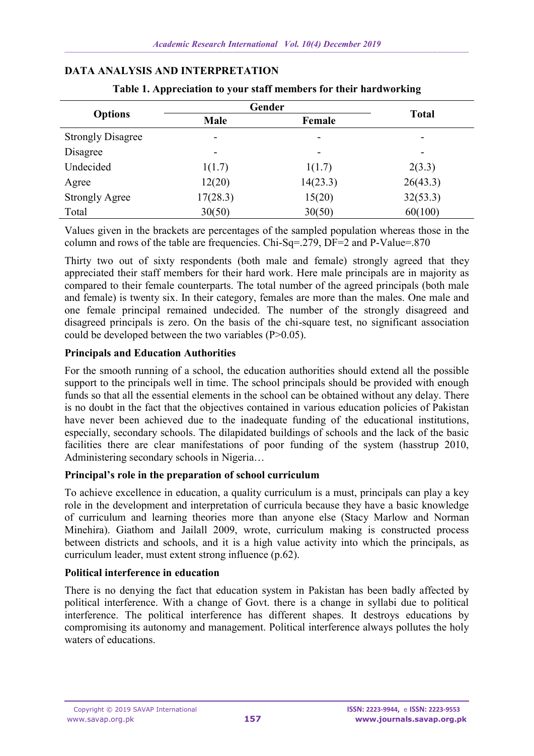## DATA ANALYSIS AND INTERPRETATION

**Table 1. Appreciation to your staff members for their hardworking**

| Options | Gender | | Total |
|---|---|---|---|
| | Male | Female | |
| Strongly Disagree | - | - | - |
| Disagree | - | - | - |
| Undecided | 1(1.7) | 1(1.7) | 2(3.3) |
| Agree | 12(20) | 14(23.3) | 26(43.3) |
| Strongly Agree | 17(28.3) | 15(20) | 32(53.3) |
| Total | 30(50) | 30(50) | 60(100) |

Values given in the brackets are percentages of the sampled population whereas those in the column and rows of the table are frequencies. Chi-Sq=.279, DF=2 and P-Value=.870

Thirty two out of sixty respondents (both male and female) strongly agreed that they appreciated their staff members for their hard work. Here male principals are in majority as compared to their female counterparts. The total number of the agreed principals (both male and female) is twenty six. In their category, females are more than the males. One male and one female principal remained undecided. The number of the strongly disagreed and disagreed principals is zero. On the basis of the chi-square test, no significant association could be developed between the two variables (P>0.05).

### Principals and Education Authorities

For the smooth running of a school, the education authorities should extend all the possible support to the principals well in time. The school principals should be provided with enough funds so that all the essential elements in the school can be obtained without any delay. There is no doubt in the fact that the objectives contained in various education policies of Pakistan have never been achieved due to the inadequate funding of the educational institutions, especially, secondary schools. The dilapidated buildings of schools and the lack of the basic facilities there are clear manifestations of poor funding of the system (hasstrup 2010, Administering secondary schools in Nigeria…

### Principal's role in the preparation of school curriculum

To achieve excellence in education, a quality curriculum is a must, principals can play a key role in the development and interpretation of curricula because they have a basic knowledge of curriculum and learning theories more than anyone else (Stacy Marlow and Norman Minehira). Giathom and Jailall 2009, wrote, curriculum making is constructed process between districts and schools, and it is a high value activity into which the principals, as curriculum leader, must extent strong influence (p.62).

### Political interference in education

There is no denying the fact that education system in Pakistan has been badly affected by political interference. With a change of Govt. there is a change in syllabi due to political interference. The political interference has different shapes. It destroys educations by compromising its autonomy and management. Political interference always pollutes the holy waters of educations.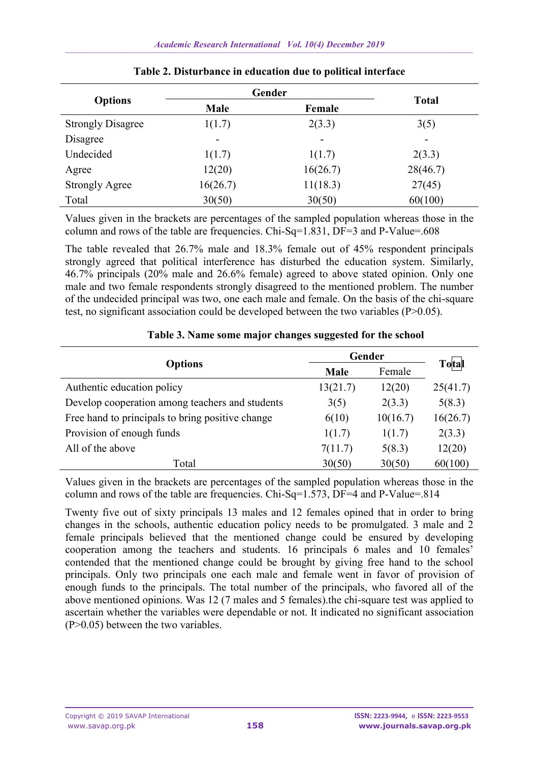**Table 2. Disturbance in education due to political interface**

| Options | Gender | | Total |
|---|---|---|---|
| | Male | Female | |
| Strongly Disagree | 1(1.7) | 2(3.3) | 3(5) |
| Disagree | - | - | - |
| Undecided | 1(1.7) | 1(1.7) | 2(3.3) |
| Agree | 12(20) | 16(26.7) | 28(46.7) |
| Strongly Agree | 16(26.7) | 11(18.3) | 27(45) |
| Total | 30(50) | 30(50) | 60(100) |

Values given in the brackets are percentages of the sampled population whereas those in the column and rows of the table are frequencies. Chi-Sq=1.831, DF=3 and P-Value=.608

The table revealed that 26.7% male and 18.3% female out of 45% respondent principals strongly agreed that political interference has disturbed the education system. Similarly, 46.7% principals (20% male and 26.6% female) agreed to above stated opinion. Only one male and two female respondents strongly disagreed to the mentioned problem. The number of the undecided principal was two, one each male and female. On the basis of the chi-square test, no significant association could be developed between the two variables (P>0.05).

**Table 3. Name some major changes suggested for the school**

| Options | Gender | | Total |
|---|---|---|---|
| | Male | Female | |
| Authentic education policy | 13(21.7) | 12(20) | 25(41.7) |
| Develop cooperation among teachers and students | 3(5) | 2(3.3) | 5(8.3) |
| Free hand to principals to bring positive change | 6(10) | 10(16.7) | 16(26.7) |
| Provision of enough funds | 1(1.7) | 1(1.7) | 2(3.3) |
| All of the above | 7(11.7) | 5(8.3) | 12(20) |
| Total | 30(50) | 30(50) | 60(100) |

Values given in the brackets are percentages of the sampled population whereas those in the column and rows of the table are frequencies. Chi-Sq=1.573, DF=4 and P-Value=.814

Twenty five out of sixty principals 13 males and 12 females opined that in order to bring changes in the schools, authentic education policy needs to be promulgated. 3 male and 2 female principals believed that the mentioned change could be ensured by developing cooperation among the teachers and students. 16 principals 6 males and 10 females' contended that the mentioned change could be brought by giving free hand to the school principals. Only two principals one each male and female went in favor of provision of enough funds to the principals. The total number of the principals, who favored all of the above mentioned opinions. Was 12 (7 males and 5 females).the chi-square test was applied to ascertain whether the variables were dependable or not. It indicated no significant association (P>0.05) between the two variables.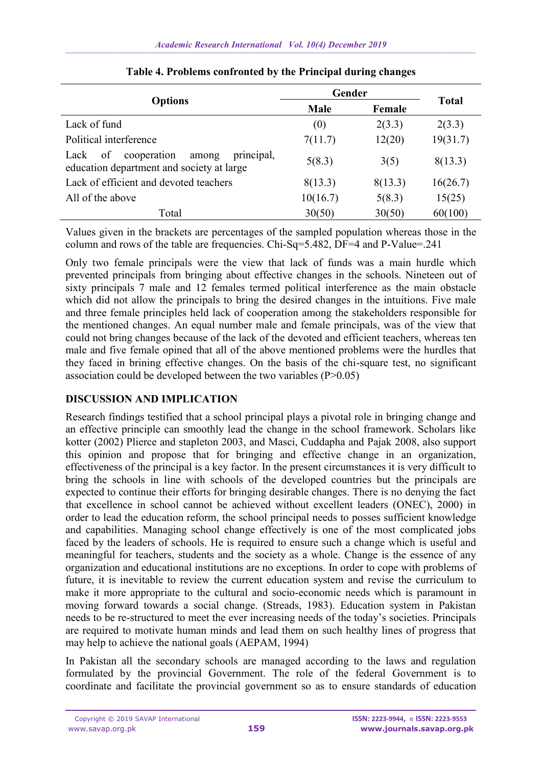**Table 4. Problems confronted by the Principal during changes**

| Options | Gender | | Total |
|---|---|---|---|
| | Male | Female | |
| Lack of fund | (0) | 2(3.3) | 2(3.3) |
| Political interference | 7(11.7) | 12(20) | 19(31.7) |
| Lack of cooperation among principal, education department and society at large | 5(8.3) | 3(5) | 8(13.3) |
| Lack of efficient and devoted teachers | 8(13.3) | 8(13.3) | 16(26.7) |
| All of the above | 10(16.7) | 5(8.3) | 15(25) |
| Total | 30(50) | 30(50) | 60(100) |

Values given in the brackets are percentages of the sampled population whereas those in the column and rows of the table are frequencies. Chi-Sq=5.482, DF=4 and P-Value=.241

Only two female principals were the view that lack of funds was a main hurdle which prevented principals from bringing about effective changes in the schools. Nineteen out of sixty principals 7 male and 12 females termed political interference as the main obstacle which did not allow the principals to bring the desired changes in the intuitions. Five male and three female principles held lack of cooperation among the stakeholders responsible for the mentioned changes. An equal number male and female principals, was of the view that could not bring changes because of the lack of the devoted and efficient teachers, whereas ten male and five female opined that all of the above mentioned problems were the hurdles that they faced in brining effective changes. On the basis of the chi-square test, no significant association could be developed between the two variables (P>0.05)

## DISCUSSION AND IMPLICATION

Research findings testified that a school principal plays a pivotal role in bringing change and an effective principle can smoothly lead the change in the school framework. Scholars like kotter (2002) Plierce and stapleton 2003, and Masci, Cuddapha and Pajak 2008, also support this opinion and propose that for bringing and effective change in an organization, effectiveness of the principal is a key factor. In the present circumstances it is very difficult to bring the schools in line with schools of the developed countries but the principals are expected to continue their efforts for bringing desirable changes. There is no denying the fact that excellence in school cannot be achieved without excellent leaders (ONEC), 2000) in order to lead the education reform, the school principal needs to posses sufficient knowledge and capabilities. Managing school change effectively is one of the most complicated jobs faced by the leaders of schools. He is required to ensure such a change which is useful and meaningful for teachers, students and the society as a whole. Change is the essence of any organization and educational institutions are no exceptions. In order to cope with problems of future, it is inevitable to review the current education system and revise the curriculum to make it more appropriate to the cultural and socio-economic needs which is paramount in moving forward towards a social change. (Streads, 1983). Education system in Pakistan needs to be re-structured to meet the ever increasing needs of the today's societies. Principals are required to motivate human minds and lead them on such healthy lines of progress that may help to achieve the national goals (AEPAM, 1994)

In Pakistan all the secondary schools are managed according to the laws and regulation formulated by the provincial Government. The role of the federal Government is to coordinate and facilitate the provincial government so as to ensure standards of education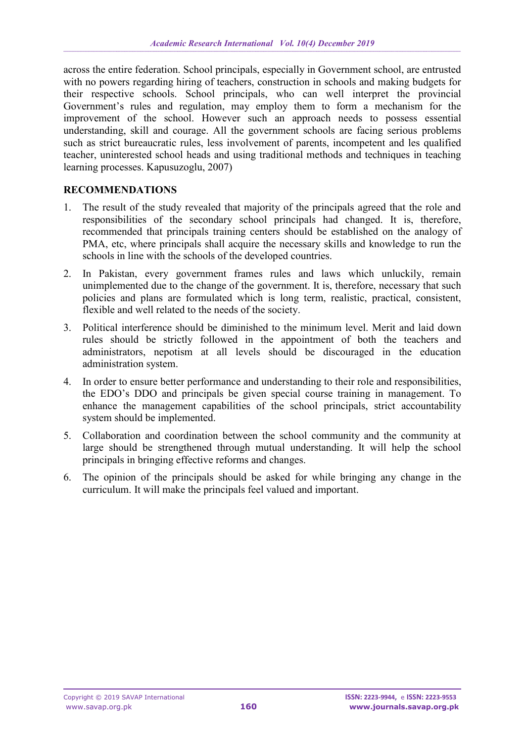across the entire federation. School principals, especially in Government school, are entrusted with no powers regarding hiring of teachers, construction in schools and making budgets for their respective schools. School principals, who can well interpret the provincial Government's rules and regulation, may employ them to form a mechanism for the improvement of the school. However such an approach needs to possess essential understanding, skill and courage. All the government schools are facing serious problems such as strict bureaucratic rules, less involvement of parents, incompetent and les qualified teacher, uninterested school heads and using traditional methods and techniques in teaching learning processes. Kapusuzoglu, 2007)

## RECOMMENDATIONS

1. The result of the study revealed that majority of the principals agreed that the role and responsibilities of the secondary school principals had changed. It is, therefore, recommended that principals training centers should be established on the analogy of PMA, etc, where principals shall acquire the necessary skills and knowledge to run the schools in line with the schools of the developed countries.
2. In Pakistan, every government frames rules and laws which unluckily, remain unimplemented due to the change of the government. It is, therefore, necessary that such policies and plans are formulated which is long term, realistic, practical, consistent, flexible and well related to the needs of the society.
3. Political interference should be diminished to the minimum level. Merit and laid down rules should be strictly followed in the appointment of both the teachers and administrators, nepotism at all levels should be discouraged in the education administration system.
4. In order to ensure better performance and understanding to their role and responsibilities, the EDO's DDO and principals be given special course training in management. To enhance the management capabilities of the school principals, strict accountability system should be implemented.
5. Collaboration and coordination between the school community and the community at large should be strengthened through mutual understanding. It will help the school principals in bringing effective reforms and changes.
6. The opinion of the principals should be asked for while bringing any change in the curriculum. It will make the principals feel valued and important.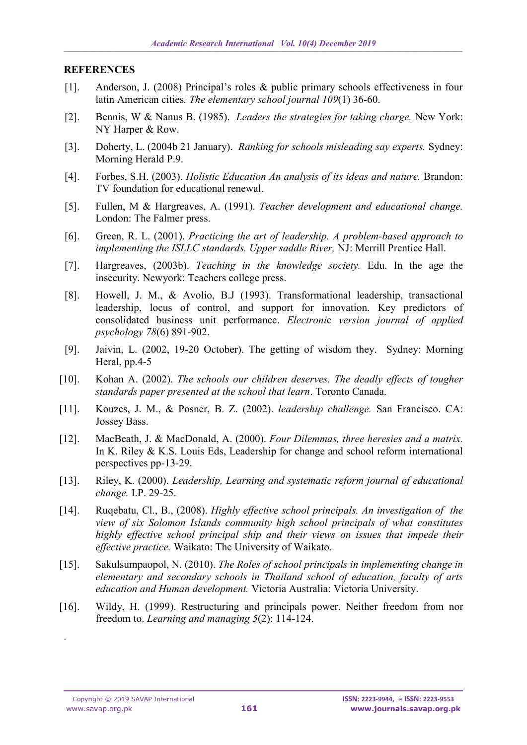## REFERENCES

[1]. Anderson, J. (2008) Principal's roles & public primary schools effectiveness in four latin American cities*. The elementary school journal 109*(1) 36-60.

[2]. Bennis, W & Nanus B. (1985). *Leaders the strategies for taking charge.* New York: NY Harper & Row.

[3]. Doherty, L. (2004b 21 January). *Ranking for schools misleading say experts.* Sydney: Morning Herald P.9.

[4]. Forbes, S.H. (2003). *Holistic Education An analysis of its ideas and nature.* Brandon: TV foundation for educational renewal.

[5]. Fullen, M & Hargreaves, A. (1991). *Teacher development and educational change.* London: The Falmer press.

[6]. Green, R. L. (2001). *Practicing the art of leadership. A problem-based approach to implementing the ISLLC standards. Upper saddle River,* NJ: Merrill Prentice Hall.

[7]. Hargreaves, (2003b). *Teaching in the knowledge society.* Edu. In the age the insecurity. Newyork: Teachers college press.

[8]. Howell, J. M., & Avolio, B.J (1993). Transformational leadership, transactional leadership, locus of control, and support for innovation. Key predictors of consolidated business unit performance. *Electronic version journal of applied psychology 78*(6) 891-902.

[9]. Jaivin, L. (2002, 19-20 October). The getting of wisdom they. Sydney: Morning Heral, pp.4-5

[10]. Kohan A. (2002). *The schools our children deserves. The deadly effects of tougher standards paper presented at the school that learn*. Toronto Canada.

[11]. Kouzes, J. M., & Posner, B. Z. (2002). *leadership challenge.* San Francisco. CA: Jossey Bass.

[12]. MacBeath, J. & MacDonald, A. (2000). *Four Dilemmas, three heresies and a matrix.* In K. Riley & K.S. Louis Eds, Leadership for change and school reform international perspectives pp-13-29.

[13]. Riley, K. (2000). *Leadership, Learning and systematic reform journal of educational change.* I.P. 29-25.

[14]. Ruqebatu, Cl., B., (2008). *Highly effective school principals. An investigation of the view of six Solomon Islands community high school principals of what constitutes highly effective school principal ship and their views on issues that impede their effective practice.* Waikato: The University of Waikato.

[15]. Sakulsumpaopol, N. (2010). *The Roles of school principals in implementing change in elementary and secondary schools in Thailand school of education, faculty of arts education and Human development.* Victoria Australia: Victoria University.

[16]. Wildy, H. (1999). Restructuring and principals power. Neither freedom from nor freedom to. *Learning and managing 5*(2): 114-124.